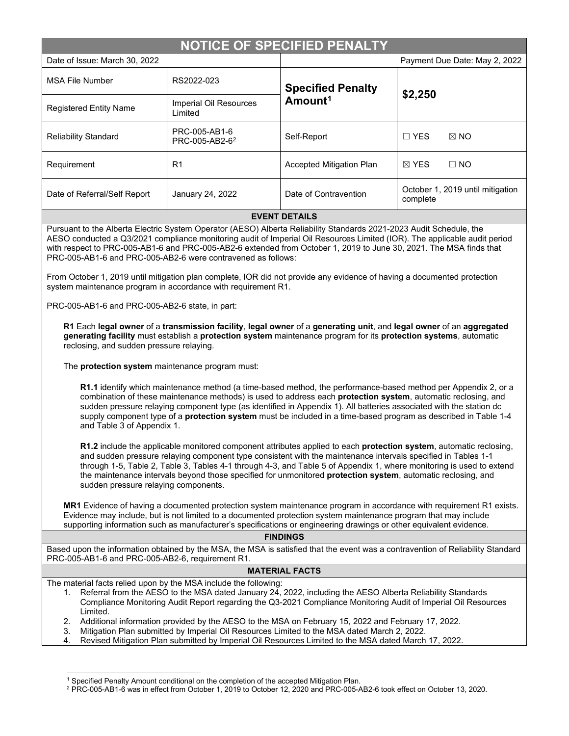# NOTICE OF SPECIFIED PENALTY

| Date of Issue: March 30, 2022 | | Payment Due Date: May 2, 2022 | |
|---|---|---|---|
| MSA File Number | RS2022-023 | **Specified Penalty Amount**[1] | **$2,250** |
| Registered Entity Name | Imperial Oil Resources Limited | | |
| Reliability Standard | PRC-005-AB1-6<br>PRC-005-AB2-6[2] | Self-Report | ☐ YES ☒ NO |
| Requirement | R1 | Accepted Mitigation Plan | ☒ YES ☐ NO |
| Date of Referral/Self Report | January 24, 2022 | Date of Contravention | October 1, 2019 until mitigation complete |

## EVENT DETAILS

Pursuant to the Alberta Electric System Operator (AESO) Alberta Reliability Standards 2021-2023 Audit Schedule, the AESO conducted a Q3/2021 compliance monitoring audit of Imperial Oil Resources Limited (IOR). The applicable audit period with respect to PRC-005-AB1-6 and PRC-005-AB2-6 extended from October 1, 2019 to June 30, 2021. The MSA finds that PRC-005-AB1-6 and PRC-005-AB2-6 were contravened as follows:

From October 1, 2019 until mitigation plan complete, IOR did not provide any evidence of having a documented protection system maintenance program in accordance with requirement R1.

PRC-005-AB1-6 and PRC-005-AB2-6 state, in part:

> **R1** Each **legal owner** of a **transmission facility**, **legal owner** of a **generating unit**, and **legal owner** of an **aggregated generating facility** must establish a **protection system** maintenance program for its **protection systems**, automatic reclosing, and sudden pressure relaying.
>
> The **protection system** maintenance program must:
>
> > **R1.1** identify which maintenance method (a time-based method, the performance-based method per Appendix 2, or a combination of these maintenance methods) is used to address each **protection system**, automatic reclosing, and sudden pressure relaying component type (as identified in Appendix 1). All batteries associated with the station dc supply component type of a **protection system** must be included in a time-based program as described in Table 1-4 and Table 3 of Appendix 1.
> >
> > **R1.2** include the applicable monitored component attributes applied to each **protection system**, automatic reclosing, and sudden pressure relaying component type consistent with the maintenance intervals specified in Tables 1-1 through 1-5, Table 2, Table 3, Tables 4-1 through 4-3, and Table 5 of Appendix 1, where monitoring is used to extend the maintenance intervals beyond those specified for unmonitored **protection system**, automatic reclosing, and sudden pressure relaying components.
>
> **MR1** Evidence of having a documented protection system maintenance program in accordance with requirement R1 exists. Evidence may include, but is not limited to a documented protection system maintenance program that may include supporting information such as manufacturer's specifications or engineering drawings or other equivalent evidence.

## FINDINGS

Based upon the information obtained by the MSA, the MSA is satisfied that the event was a contravention of Reliability Standard PRC-005-AB1-6 and PRC-005-AB2-6, requirement R1.

## MATERIAL FACTS

The material facts relied upon by the MSA include the following:

1. Referral from the AESO to the MSA dated January 24, 2022, including the AESO Alberta Reliability Standards Compliance Monitoring Audit Report regarding the Q3-2021 Compliance Monitoring Audit of Imperial Oil Resources Limited.
2. Additional information provided by the AESO to the MSA on February 15, 2022 and February 17, 2022.
3. Mitigation Plan submitted by Imperial Oil Resources Limited to the MSA dated March 2, 2022.
4. Revised Mitigation Plan submitted by Imperial Oil Resources Limited to the MSA dated March 17, 2022.

---

[1] Specified Penalty Amount conditional on the completion of the accepted Mitigation Plan.

[2] PRC-005-AB1-6 was in effect from October 1, 2019 to October 12, 2020 and PRC-005-AB2-6 took effect on October 13, 2020.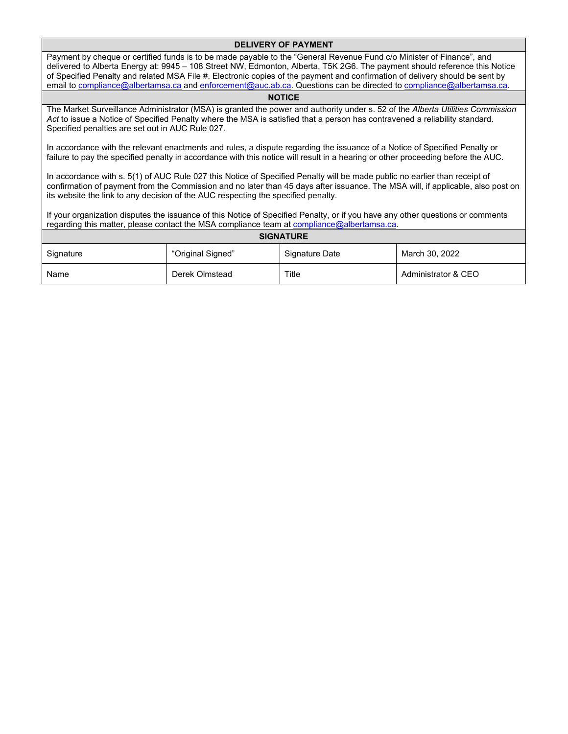## DELIVERY OF PAYMENT

Payment by cheque or certified funds is to be made payable to the "General Revenue Fund c/o Minister of Finance", and delivered to Alberta Energy at: 9945 – 108 Street NW, Edmonton, Alberta, T5K 2G6. The payment should reference this Notice of Specified Penalty and related MSA File #. Electronic copies of the payment and confirmation of delivery should be sent by email to compliance@albertamsa.ca and enforcement@auc.ab.ca. Questions can be directed to compliance@albertamsa.ca.

## NOTICE

The Market Surveillance Administrator (MSA) is granted the power and authority under s. 52 of the *Alberta Utilities Commission Act* to issue a Notice of Specified Penalty where the MSA is satisfied that a person has contravened a reliability standard. Specified penalties are set out in AUC Rule 027.

In accordance with the relevant enactments and rules, a dispute regarding the issuance of a Notice of Specified Penalty or failure to pay the specified penalty in accordance with this notice will result in a hearing or other proceeding before the AUC.

In accordance with s. 5(1) of AUC Rule 027 this Notice of Specified Penalty will be made public no earlier than receipt of confirmation of payment from the Commission and no later than 45 days after issuance. The MSA will, if applicable, also post on its website the link to any decision of the AUC respecting the specified penalty.

If your organization disputes the issuance of this Notice of Specified Penalty, or if you have any other questions or comments regarding this matter, please contact the MSA compliance team at compliance@albertamsa.ca.

## SIGNATURE

| | | | |
|---|---|---|---|
| Signature | "Original Signed" | Signature Date | March 30, 2022 |
| Name | Derek Olmstead | Title | Administrator & CEO |